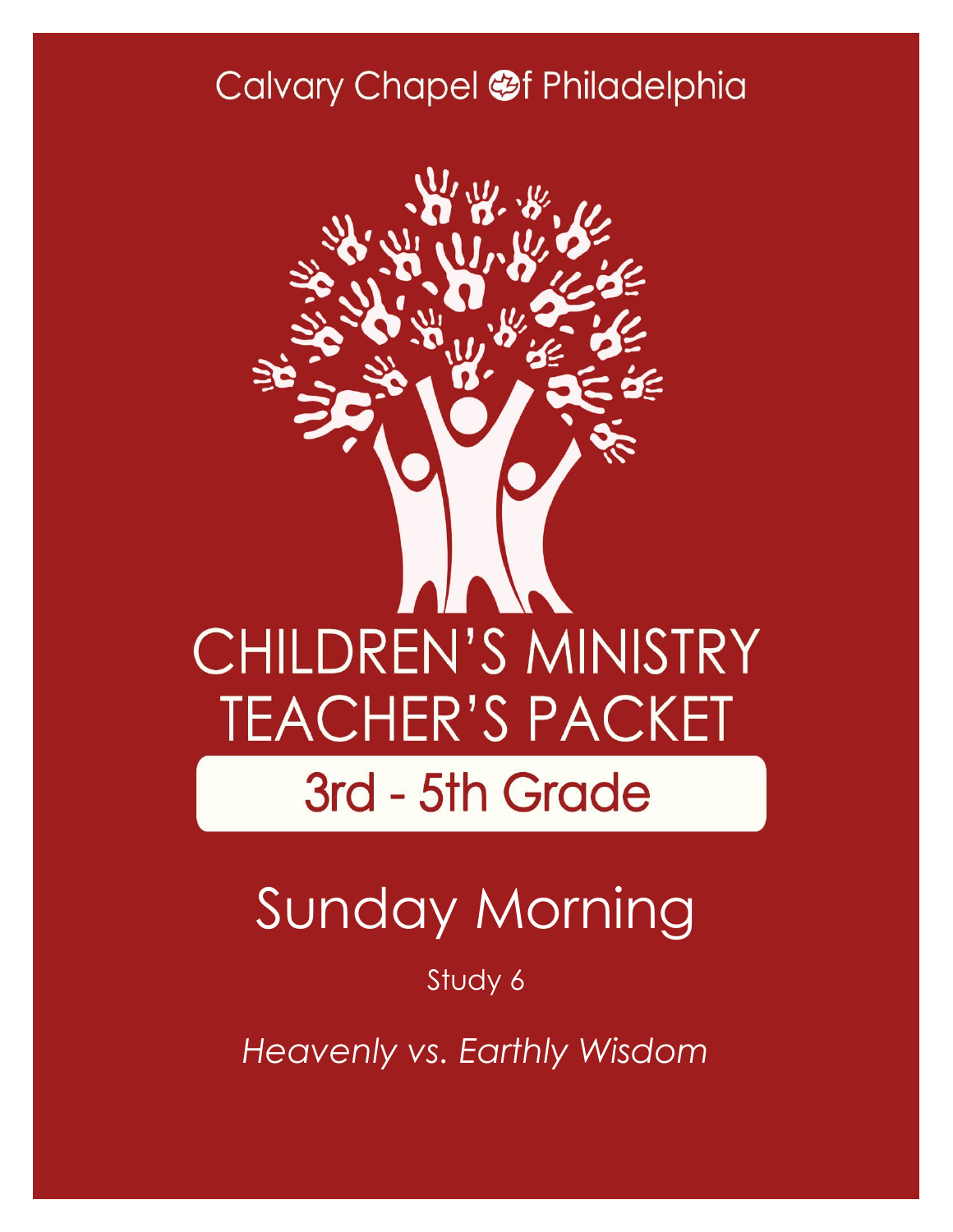Calvary Chapel of Philadelphia

# CHILDREN'S MINISTRY TEACHER'S PACKET

## 3rd - 5th Grade

# Sunday Morning

Study 6

*Heavenly vs. Earthly Wisdom*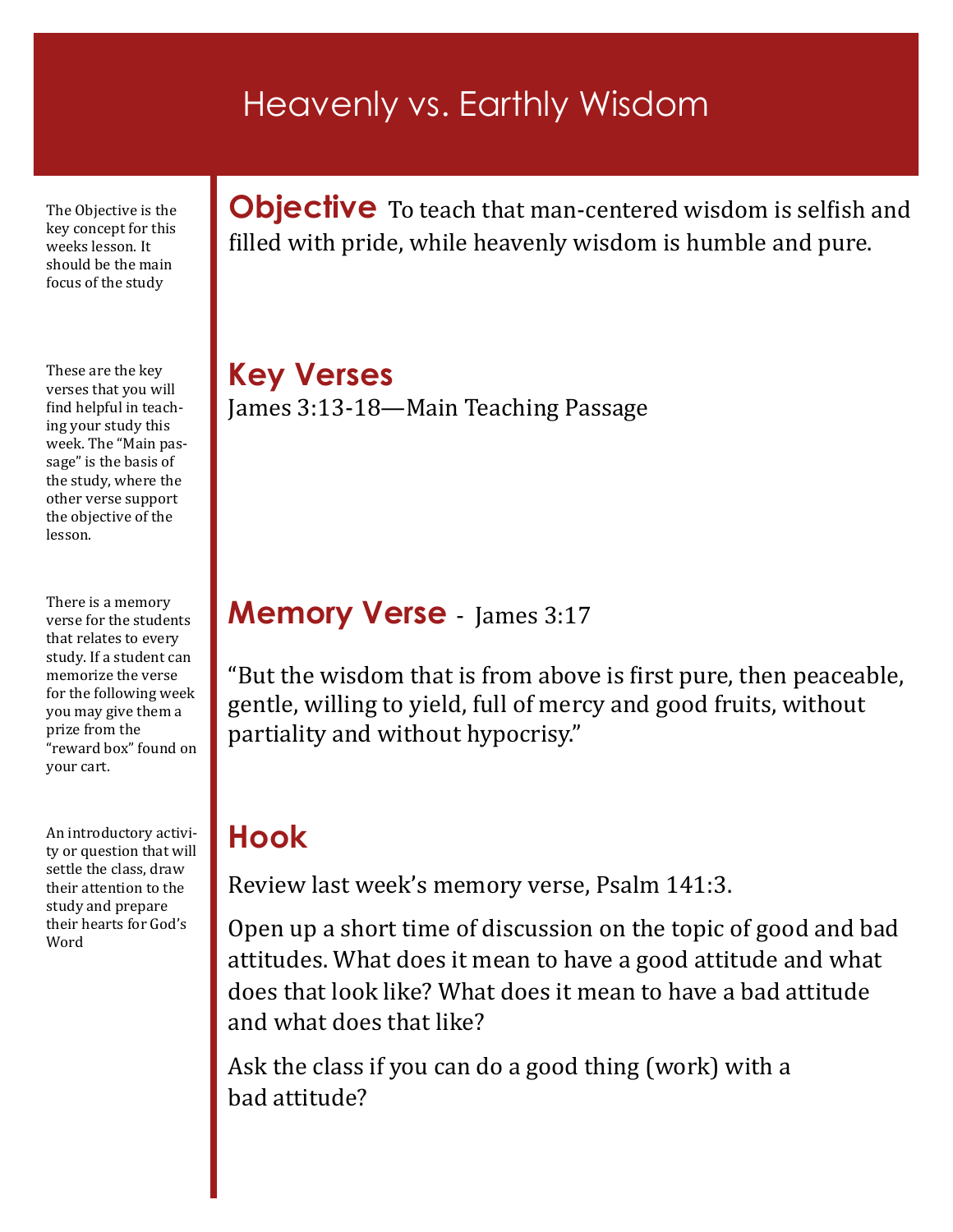# Heavenly vs. Earthly Wisdom

The Objective is the key concept for this weeks lesson. It should be the main focus of the study

## Objective

To teach that man-centered wisdom is selfish and filled with pride, while heavenly wisdom is humble and pure.

These are the key verses that you will find helpful in teaching your study this week. The "Main passage" is the basis of the study, where the other verse support the objective of the lesson.

## Key Verses

James 3:13-18—Main Teaching Passage

There is a memory verse for the students that relates to every study. If a student can memorize the verse for the following week you may give them a prize from the "reward box" found on your cart.

## Memory Verse - James 3:17

"But the wisdom that is from above is first pure, then peaceable, gentle, willing to yield, full of mercy and good fruits, without partiality and without hypocrisy."

An introductory activity or question that will settle the class, draw their attention to the study and prepare their hearts for God's Word

## Hook

Review last week's memory verse, Psalm 141:3.

Open up a short time of discussion on the topic of good and bad attitudes. What does it mean to have a good attitude and what does that look like? What does it mean to have a bad attitude and what does that like?

Ask the class if you can do a good thing (work) with a bad attitude?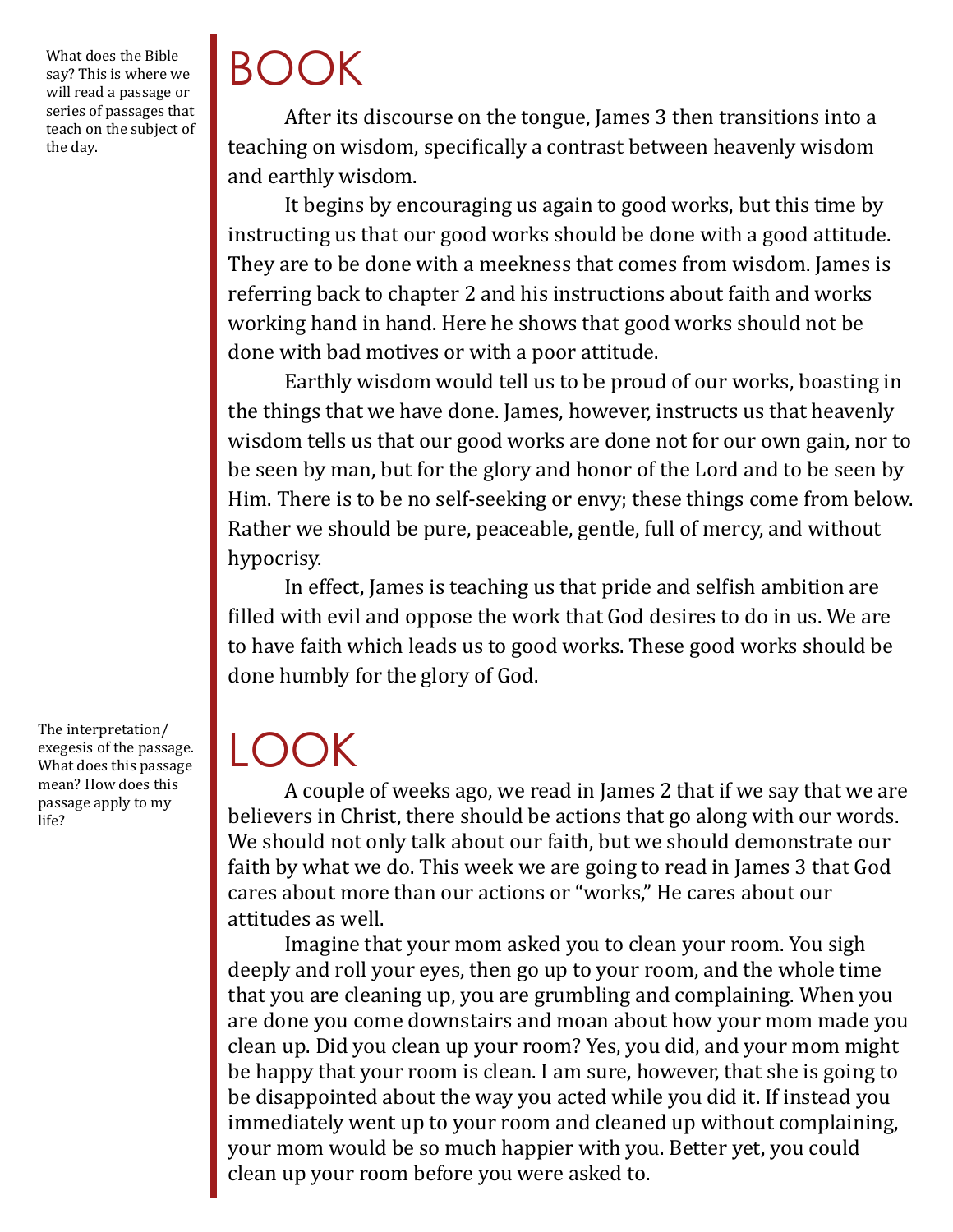What does the Bible say? This is where we will read a passage or series of passages that teach on the subject of the day.

# BOOK

After its discourse on the tongue, James 3 then transitions into a teaching on wisdom, specifically a contrast between heavenly wisdom and earthly wisdom.

It begins by encouraging us again to good works, but this time by instructing us that our good works should be done with a good attitude. They are to be done with a meekness that comes from wisdom. James is referring back to chapter 2 and his instructions about faith and works working hand in hand. Here he shows that good works should not be done with bad motives or with a poor attitude.

Earthly wisdom would tell us to be proud of our works, boasting in the things that we have done. James, however, instructs us that heavenly wisdom tells us that our good works are done not for our own gain, nor to be seen by man, but for the glory and honor of the Lord and to be seen by Him. There is to be no self-seeking or envy; these things come from below. Rather we should be pure, peaceable, gentle, full of mercy, and without hypocrisy.

In effect, James is teaching us that pride and selfish ambition are filled with evil and oppose the work that God desires to do in us. We are to have faith which leads us to good works. These good works should be done humbly for the glory of God.

The interpretation/exegesis of the passage. What does this passage mean? How does this passage apply to my life?

# LOOK

A couple of weeks ago, we read in James 2 that if we say that we are believers in Christ, there should be actions that go along with our words. We should not only talk about our faith, but we should demonstrate our faith by what we do. This week we are going to read in James 3 that God cares about more than our actions or "works," He cares about our attitudes as well.

Imagine that your mom asked you to clean your room. You sigh deeply and roll your eyes, then go up to your room, and the whole time that you are cleaning up, you are grumbling and complaining. When you are done you come downstairs and moan about how your mom made you clean up. Did you clean up your room? Yes, you did, and your mom might be happy that your room is clean. I am sure, however, that she is going to be disappointed about the way you acted while you did it. If instead you immediately went up to your room and cleaned up without complaining, your mom would be so much happier with you. Better yet, you could clean up your room before you were asked to.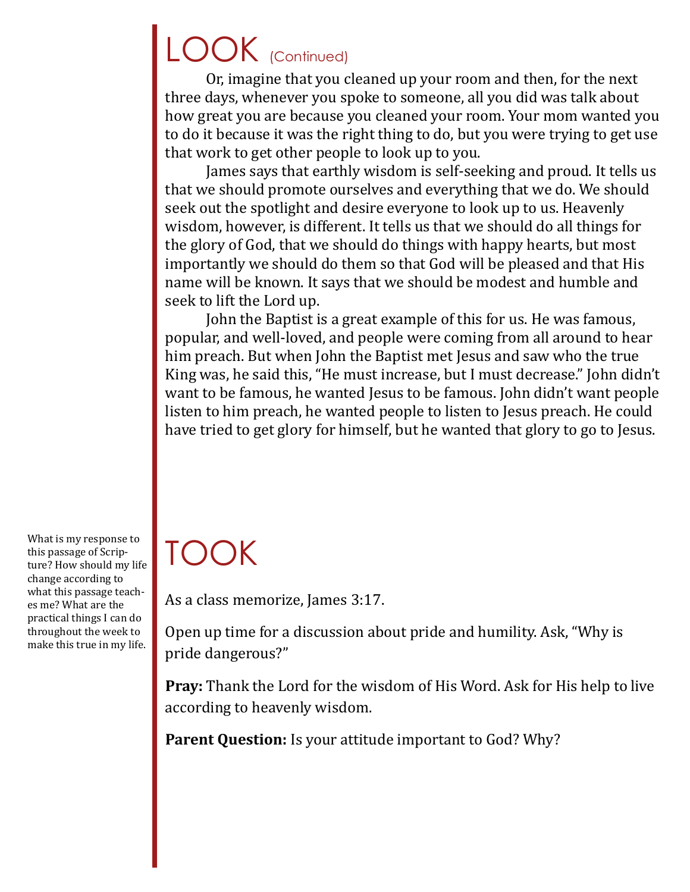# LOOK (Continued)

Or, imagine that you cleaned up your room and then, for the next three days, whenever you spoke to someone, all you did was talk about how great you are because you cleaned your room. Your mom wanted you to do it because it was the right thing to do, but you were trying to get use that work to get other people to look up to you.

James says that earthly wisdom is self-seeking and proud. It tells us that we should promote ourselves and everything that we do. We should seek out the spotlight and desire everyone to look up to us. Heavenly wisdom, however, is different. It tells us that we should do all things for the glory of God, that we should do things with happy hearts, but most importantly we should do them so that God will be pleased and that His name will be known. It says that we should be modest and humble and seek to lift the Lord up.

John the Baptist is a great example of this for us. He was famous, popular, and well-loved, and people were coming from all around to hear him preach. But when John the Baptist met Jesus and saw who the true King was, he said this, "He must increase, but I must decrease." John didn't want to be famous, he wanted Jesus to be famous. John didn't want people listen to him preach, he wanted people to listen to Jesus preach. He could have tried to get glory for himself, but he wanted that glory to go to Jesus.

# TOOK

What is my response to this passage of Scripture? How should my life change according to what this passage teaches me? What are the practical things I can do throughout the week to make this true in my life.

As a class memorize, James 3:17.

Open up time for a discussion about pride and humility. Ask, "Why is pride dangerous?"

**Pray:** Thank the Lord for the wisdom of His Word. Ask for His help to live according to heavenly wisdom.

**Parent Question:** Is your attitude important to God? Why?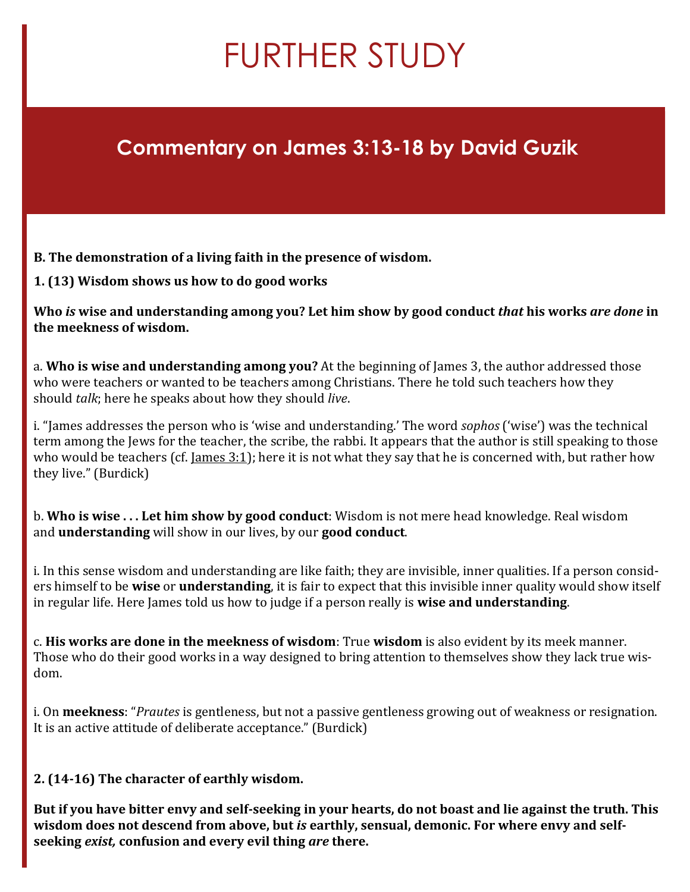# FURTHER STUDY

## Commentary on James 3:13-18 by David Guzik

**B. The demonstration of a living faith in the presence of wisdom.**

**1. (13) Wisdom shows us how to do good works**

**Who *is* wise and understanding among you? Let him show by good conduct *that* his works *are done* in the meekness of wisdom.**

a. **Who is wise and understanding among you?** At the beginning of James 3, the author addressed those who were teachers or wanted to be teachers among Christians. There he told such teachers how they should *talk*; here he speaks about how they should *live*.

i. "James addresses the person who is 'wise and understanding.' The word *sophos* ('wise') was the technical term among the Jews for the teacher, the scribe, the rabbi. It appears that the author is still speaking to those who would be teachers (cf. James 3:1); here it is not what they say that he is concerned with, but rather how they live." (Burdick)

b. **Who is wise . . . Let him show by good conduct**: Wisdom is not mere head knowledge. Real wisdom and **understanding** will show in our lives, by our **good conduct**.

i. In this sense wisdom and understanding are like faith; they are invisible, inner qualities. If a person considers himself to be **wise** or **understanding**, it is fair to expect that this invisible inner quality would show itself in regular life. Here James told us how to judge if a person really is **wise and understanding**.

c. **His works are done in the meekness of wisdom**: True **wisdom** is also evident by its meek manner. Those who do their good works in a way designed to bring attention to themselves show they lack true wisdom.

i. On **meekness**: "*Prautes* is gentleness, but not a passive gentleness growing out of weakness or resignation. It is an active attitude of deliberate acceptance." (Burdick)

**2. (14-16) The character of earthly wisdom.**

**But if you have bitter envy and self-seeking in your hearts, do not boast and lie against the truth. This wisdom does not descend from above, but *is* earthly, sensual, demonic. For where envy and self-seeking *exist,* confusion and every evil thing *are* there.**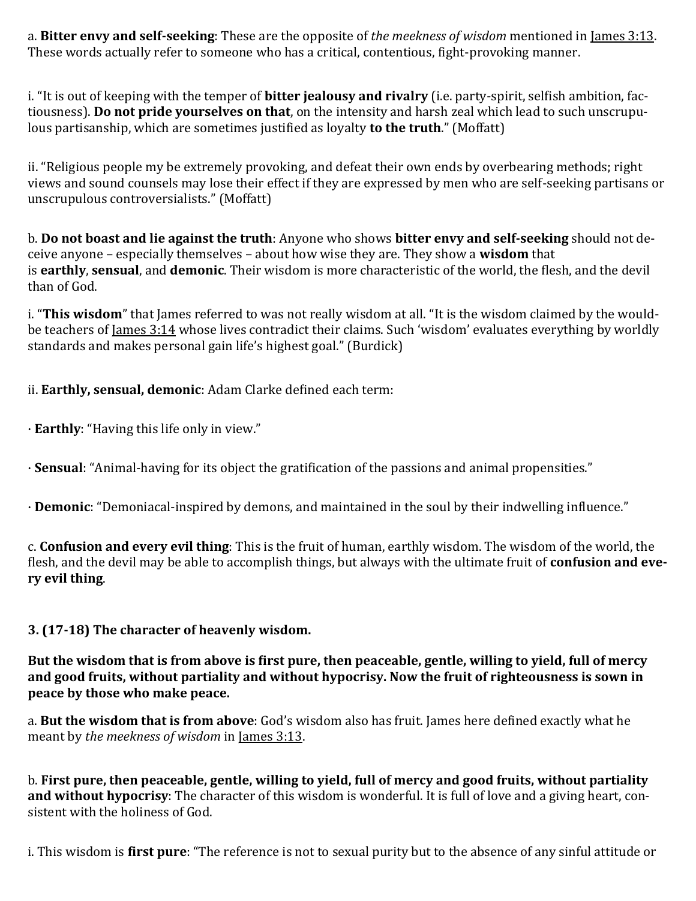a. **Bitter envy and self-seeking**: These are the opposite of *the meekness of wisdom* mentioned in James 3:13. These words actually refer to someone who has a critical, contentious, fight-provoking manner.

i. "It is out of keeping with the temper of **bitter jealousy and rivalry** (i.e. party-spirit, selfish ambition, factiousness). **Do not pride yourselves on that**, on the intensity and harsh zeal which lead to such unscrupulous partisanship, which are sometimes justified as loyalty **to the truth**." (Moffatt)

ii. "Religious people my be extremely provoking, and defeat their own ends by overbearing methods; right views and sound counsels may lose their effect if they are expressed by men who are self-seeking partisans or unscrupulous controversialists." (Moffatt)

b. **Do not boast and lie against the truth**: Anyone who shows **bitter envy and self-seeking** should not deceive anyone – especially themselves – about how wise they are. They show a **wisdom** that is **earthly**, **sensual**, and **demonic**. Their wisdom is more characteristic of the world, the flesh, and the devil than of God.

i. "**This wisdom**" that James referred to was not really wisdom at all. "It is the wisdom claimed by the would-be teachers of James 3:14 whose lives contradict their claims. Such 'wisdom' evaluates everything by worldly standards and makes personal gain life's highest goal." (Burdick)

ii. **Earthly, sensual, demonic**: Adam Clarke defined each term:

· **Earthly**: "Having this life only in view."

· **Sensual**: "Animal-having for its object the gratification of the passions and animal propensities."

· **Demonic**: "Demoniacal-inspired by demons, and maintained in the soul by their indwelling influence."

c. **Confusion and every evil thing**: This is the fruit of human, earthly wisdom. The wisdom of the world, the flesh, and the devil may be able to accomplish things, but always with the ultimate fruit of **confusion and every evil thing**.

**3. (17-18) The character of heavenly wisdom.**

**But the wisdom that is from above is first pure, then peaceable, gentle, willing to yield, full of mercy and good fruits, without partiality and without hypocrisy. Now the fruit of righteousness is sown in peace by those who make peace.**

a. **But the wisdom that is from above**: God's wisdom also has fruit. James here defined exactly what he meant by *the meekness of wisdom* in James 3:13.

b. **First pure, then peaceable, gentle, willing to yield, full of mercy and good fruits, without partiality and without hypocrisy**: The character of this wisdom is wonderful. It is full of love and a giving heart, consistent with the holiness of God.

i. This wisdom is **first pure**: "The reference is not to sexual purity but to the absence of any sinful attitude or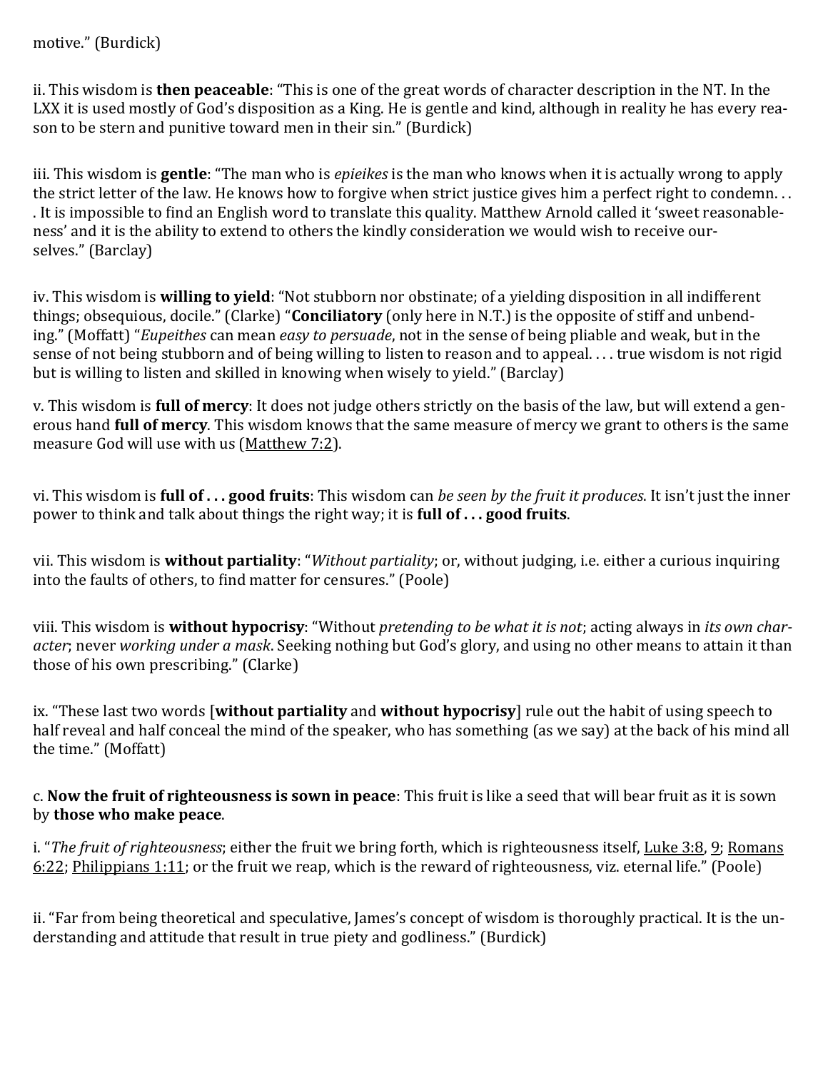motive." (Burdick)

ii. This wisdom is **then peaceable**: "This is one of the great words of character description in the NT. In the LXX it is used mostly of God's disposition as a King. He is gentle and kind, although in reality he has every reason to be stern and punitive toward men in their sin." (Burdick)

iii. This wisdom is **gentle**: "The man who is *epieikes* is the man who knows when it is actually wrong to apply the strict letter of the law. He knows how to forgive when strict justice gives him a perfect right to condemn. . . . It is impossible to find an English word to translate this quality. Matthew Arnold called it 'sweet reasonableness' and it is the ability to extend to others the kindly consideration we would wish to receive ourselves." (Barclay)

iv. This wisdom is **willing to yield**: "Not stubborn nor obstinate; of a yielding disposition in all indifferent things; obsequious, docile." (Clarke) "**Conciliatory** (only here in N.T.) is the opposite of stiff and unbending." (Moffatt) "*Eupeithes* can mean *easy to persuade*, not in the sense of being pliable and weak, but in the sense of not being stubborn and of being willing to listen to reason and to appeal. . . . true wisdom is not rigid but is willing to listen and skilled in knowing when wisely to yield." (Barclay)

v. This wisdom is **full of mercy**: It does not judge others strictly on the basis of the law, but will extend a generous hand **full of mercy**. This wisdom knows that the same measure of mercy we grant to others is the same measure God will use with us (Matthew 7:2).

vi. This wisdom is **full of . . . good fruits**: This wisdom can *be seen by the fruit it produces*. It isn't just the inner power to think and talk about things the right way; it is **full of . . . good fruits**.

vii. This wisdom is **without partiality**: "*Without partiality*; or, without judging, i.e. either a curious inquiring into the faults of others, to find matter for censures." (Poole)

viii. This wisdom is **without hypocrisy**: "Without *pretending to be what it is not*; acting always in *its own character*; never *working under a mask*. Seeking nothing but God's glory, and using no other means to attain it than those of his own prescribing." (Clarke)

ix. "These last two words [**without partiality** and **without hypocrisy**] rule out the habit of using speech to half reveal and half conceal the mind of the speaker, who has something (as we say) at the back of his mind all the time." (Moffatt)

c. **Now the fruit of righteousness is sown in peace**: This fruit is like a seed that will bear fruit as it is sown by **those who make peace**.

i. "*The fruit of righteousness*; either the fruit we bring forth, which is righteousness itself, Luke 3:8, 9; Romans 6:22; Philippians 1:11; or the fruit we reap, which is the reward of righteousness, viz. eternal life." (Poole)

ii. "Far from being theoretical and speculative, James's concept of wisdom is thoroughly practical. It is the understanding and attitude that result in true piety and godliness." (Burdick)